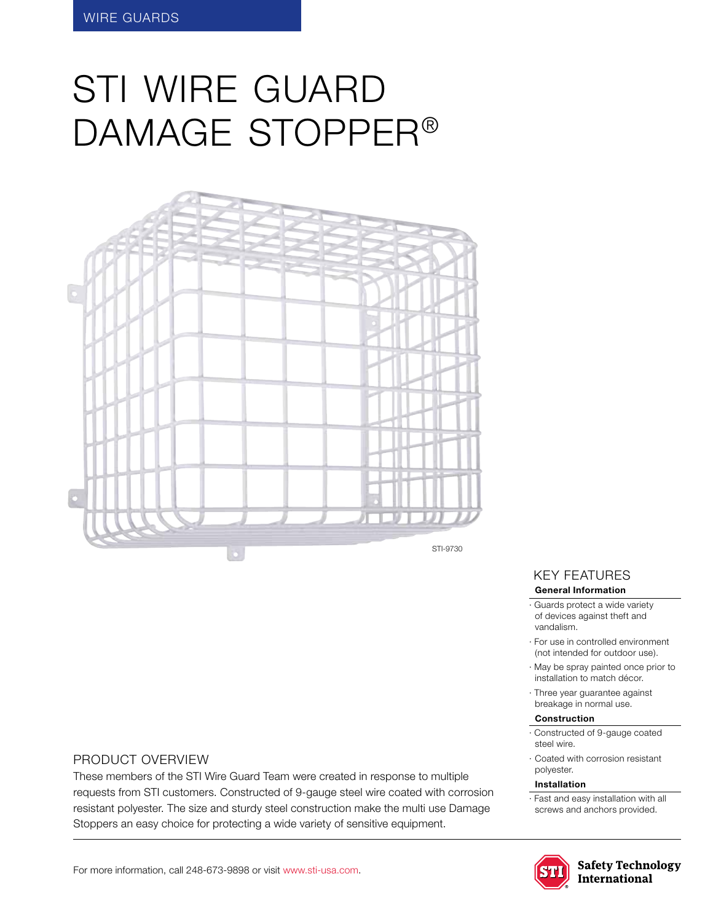WIRE GUARDS

# STI WIRE GUARD DAMAGE STOPPER®

STI-9730

## KEY FEATURES

**General Information**

- Guards protect a wide variety of devices against theft and vandalism.
- For use in controlled environment (not intended for outdoor use).
- May be spray painted once prior to installation to match décor.
- Three year guarantee against breakage in normal use.

**Construction**

- Constructed of 9-gauge coated steel wire.
- Coated with corrosion resistant polyester.

**Installation**

- Fast and easy installation with all screws and anchors provided.

## PRODUCT OVERVIEW

These members of the STI Wire Guard Team were created in response to multiple requests from STI customers. Constructed of 9-gauge steel wire coated with corrosion resistant polyester. The size and sturdy steel construction make the multi use Damage Stoppers an easy choice for protecting a wide variety of sensitive equipment.

For more information, call 248-673-9898 or visit www.sti-usa.com.

Safety Technology International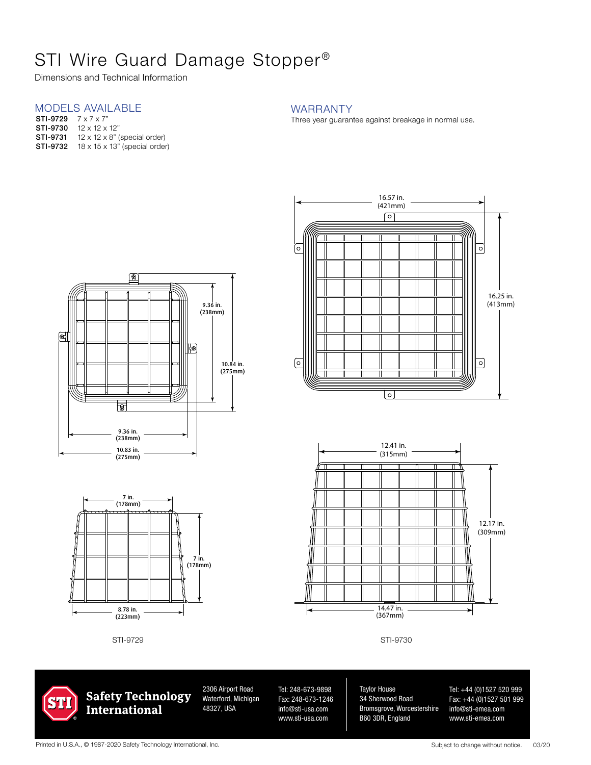# STI Wire Guard Damage Stopper®

Dimensions and Technical Information

## MODELS AVAILABLE

| | |
|---|---|
| **STI-9729** | 7 x 7 x 7" |
| **STI-9730** | 12 x 12 x 12" |
| **STI-9731** | 12 x 12 x 8" (special order) |
| **STI-9732** | 18 x 15 x 13" (special order) |

## WARRANTY

Three year guarantee against breakage in normal use.

9.36 in. (238mm)
10.84 in. (275mm)
9.36 in. (238mm)
10.83 in. (275mm)
7 in. (178mm)
7 in. (178mm)
8.78 in. (223mm)

STI-9729

16.57 in. (421mm)
16.25 in. (413mm)
12.41 in. (315mm)
12.17 in. (309mm)
14.47 in. (367mm)

STI-9730

**Safety Technology International**

2306 Airport Road
Waterford, Michigan
48327, USA

Tel: 248-673-9898
Fax: 248-673-1246
info@sti-usa.com
www.sti-usa.com

Taylor House
34 Sherwood Road
Bromsgrove, Worcestershire
B60 3DR, England

Tel: +44 (0)1527 520 999
Fax: +44 (0)1527 501 999
info@sti-emea.com
www.sti-emea.com

Printed in U.S.A., © 1987-2020 Safety Technology International, Inc.

Subject to change without notice. 03/20